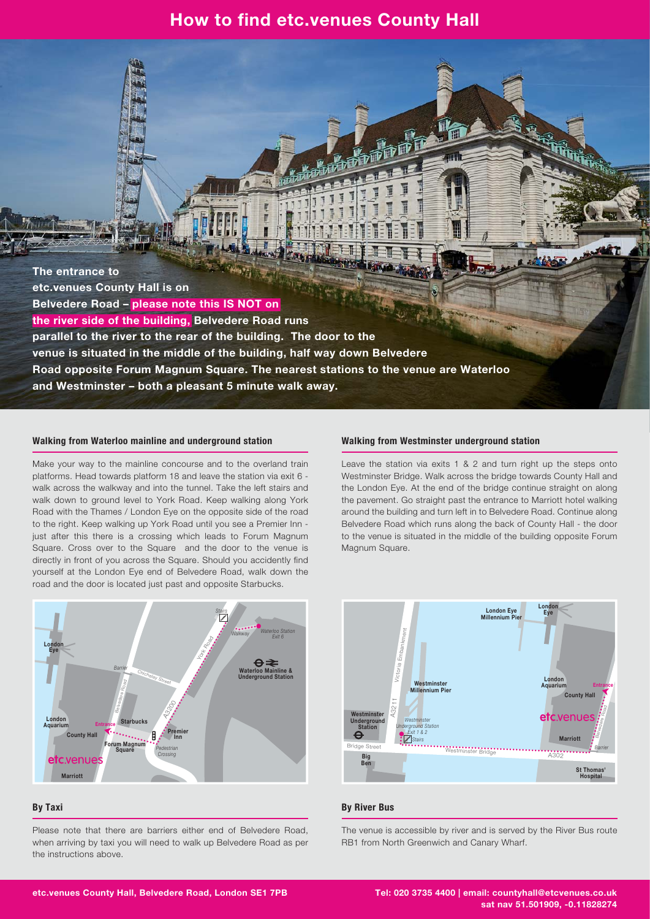# How to find etc.venues County Hall

**The entrance to etc.venues County Hall is on Belvedere Road – please note this IS NOT on the river side of the building, Belvedere Road runs parallel to the river to the rear of the building. The door to the venue is situated in the middle of the building, half way down Belvedere Road opposite Forum Magnum Square. The nearest stations to the venue are Waterloo and Westminster – both a pleasant 5 minute walk away.**

### Walking from Waterloo mainline and underground station

Make your way to the mainline concourse and to the overland train platforms. Head towards platform 18 and leave the station via exit 6 - walk across the walkway and into the tunnel. Take the left stairs and walk down to ground level to York Road. Keep walking along York Road with the Thames / London Eye on the opposite side of the road to the right. Keep walking up York Road until you see a Premier Inn - just after this there is a crossing which leads to Forum Magnum Square. Cross over to the Square and the door to the venue is directly in front of you across the Square. Should you accidently find yourself at the London Eye end of Belvedere Road, walk down the road and the door is located just past and opposite Starbucks.

### Walking from Westminster underground station

Leave the station via exits 1 & 2 and turn right up the steps onto Westminster Bridge. Walk across the bridge towards County Hall and the London Eye. At the end of the bridge continue straight on along the pavement. Go straight past the entrance to Marriott hotel walking around the building and turn left in to Belvedere Road. Continue along Belvedere Road which runs along the back of County Hall - the door to the venue is situated in the middle of the building opposite Forum Magnum Square.

### By Taxi

Please note that there are barriers either end of Belvedere Road, when arriving by taxi you will need to walk up Belvedere Road as per the instructions above.

### By River Bus

The venue is accessible by river and is served by the River Bus route RB1 from North Greenwich and Canary Wharf.

**etc.venues County Hall, Belvedere Road, London SE1 7PB**

**Tel: 020 3735 4400 | email: countyhall@etcvenues.co.uk**
**sat nav 51.501909, -0.11828274**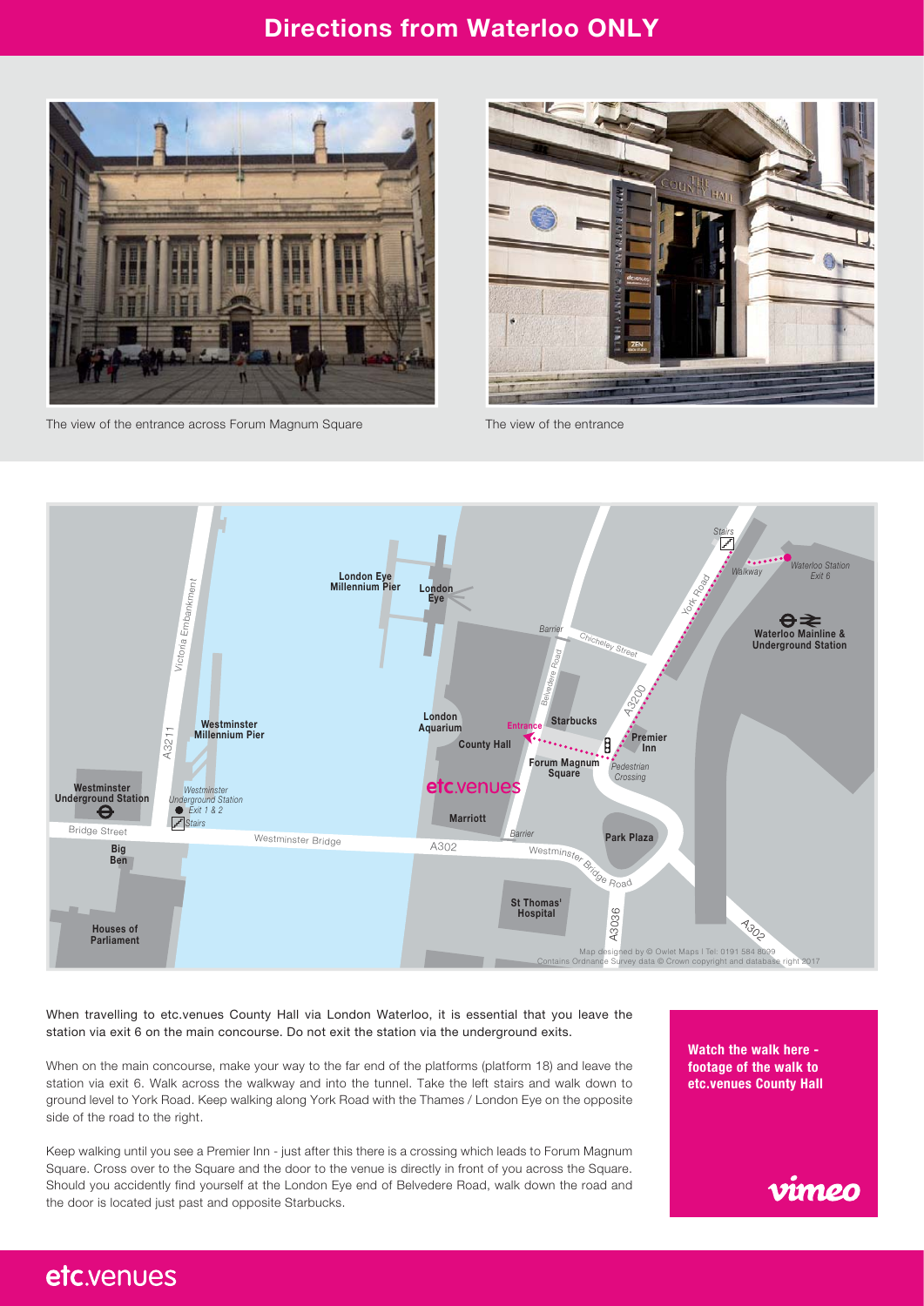# Directions from Waterloo ONLY

The view of the entrance across Forum Magnum Square

The view of the entrance

When travelling to etc.venues County Hall via London Waterloo, it is essential that you leave the station via exit 6 on the main concourse. Do not exit the station via the underground exits.

When on the main concourse, make your way to the far end of the platforms (platform 18) and leave the station via exit 6. Walk across the walkway and into the tunnel. Take the left stairs and walk down to ground level to York Road. Keep walking along York Road with the Thames / London Eye on the opposite side of the road to the right.

Keep walking until you see a Premier Inn - just after this there is a crossing which leads to Forum Magnum Square. Cross over to the Square and the door to the venue is directly in front of you across the Square. Should you accidently find yourself at the London Eye end of Belvedere Road, walk down the road and the door is located just past and opposite Starbucks.

**Watch the walk here - footage of the walk to etc.venues County Hall**

vimeo

etc.venues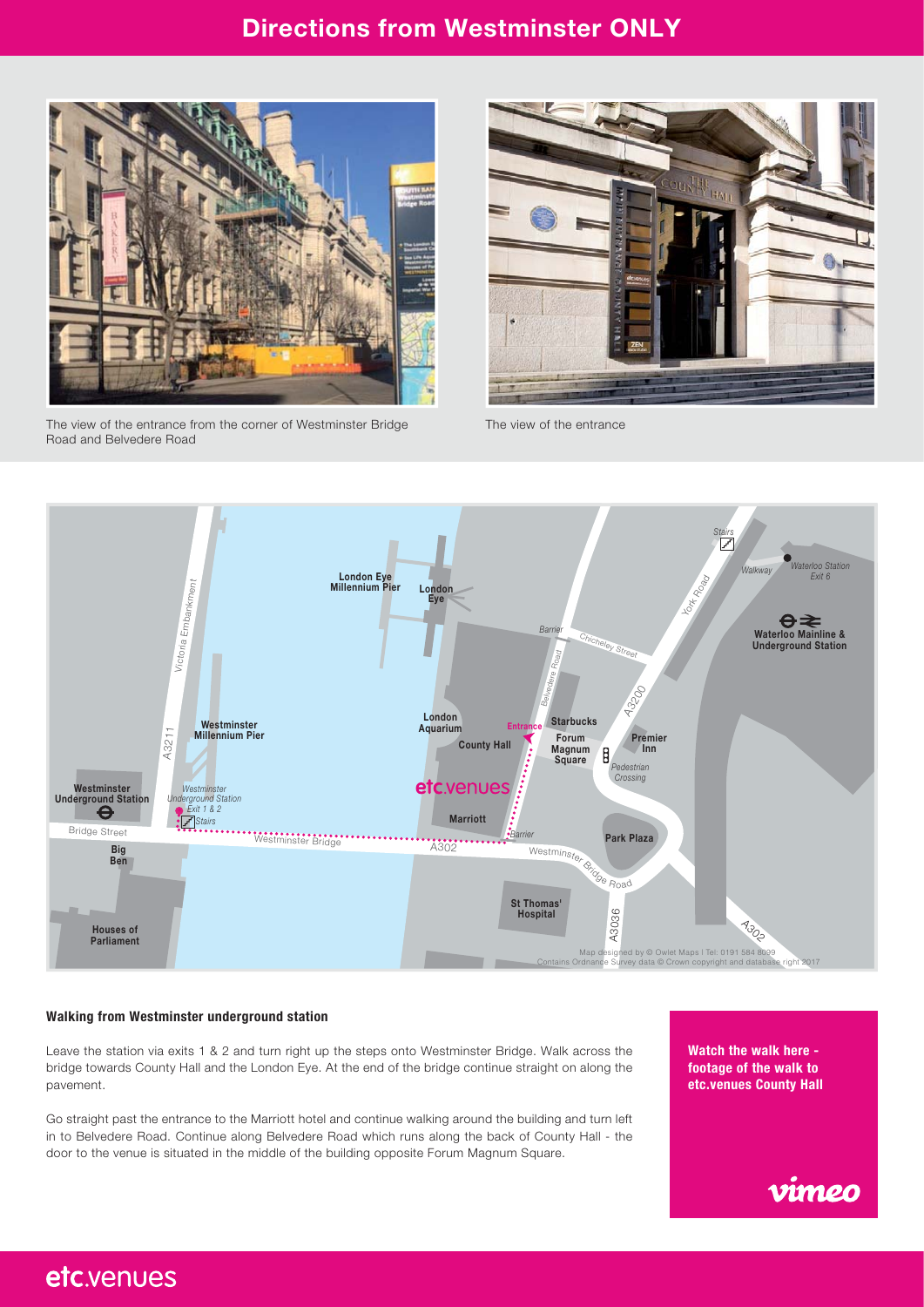# Directions from Westminster ONLY

The view of the entrance from the corner of Westminster Bridge Road and Belvedere Road

The view of the entrance

### Walking from Westminster underground station

Leave the station via exits 1 & 2 and turn right up the steps onto Westminster Bridge. Walk across the bridge towards County Hall and the London Eye. At the end of the bridge continue straight on along the pavement.

Go straight past the entrance to the Marriott hotel and continue walking around the building and turn left in to Belvedere Road. Continue along Belvedere Road which runs along the back of County Hall - the door to the venue is situated in the middle of the building opposite Forum Magnum Square.

**Watch the walk here - footage of the walk to etc.venues County Hall**

vimeo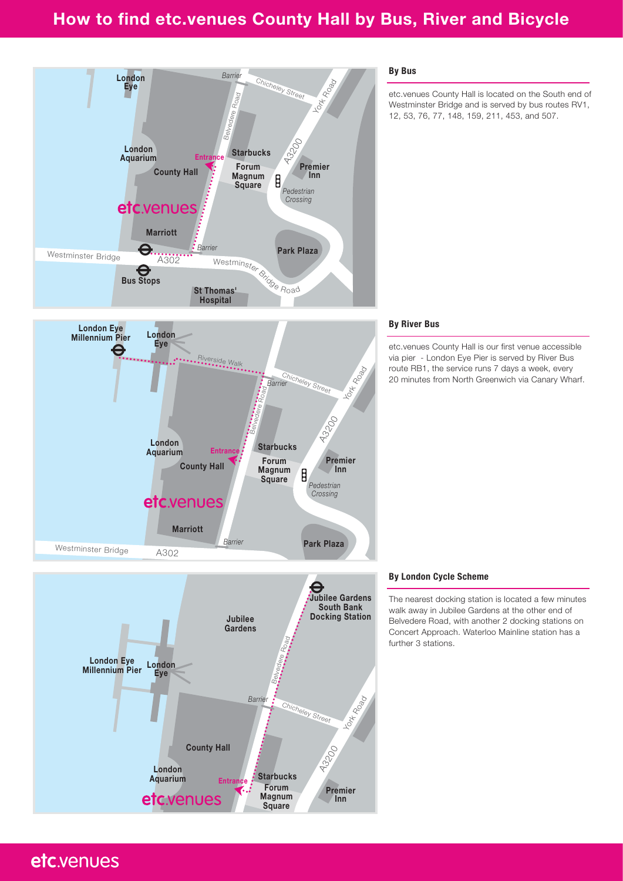# How to find etc.venues County Hall by Bus, River and Bicycle

London Eye
Barrier
Chicheley Street
York Road
Belvedere Road
London Aquarium
Entrance
Starbucks
A3200
County Hall
Forum Magnum Square
Premier Inn
Pedestrian Crossing
etc.venues
Marriott
Barrier
Park Plaza
Westminster Bridge
A302
Westminster Bridge Road
Bus Stops
St Thomas' Hospital

## By Bus

etc.venues County Hall is located on the South end of Westminster Bridge and is served by bus routes RV1, 12, 53, 76, 77, 148, 159, 211, 453, and 507.

London Eye Millennium Pier
London Eye
Riverside Walk
Chicheley Street
Barrier
York Road
Belvedere Road
A3200
London Aquarium
Entrance
Starbucks
County Hall
Forum Magnum Square
Premier Inn
Pedestrian Crossing
etc.venues
Marriott
Barrier
Park Plaza
Westminster Bridge
A302

## By River Bus

etc.venues County Hall is our first venue accessible via pier - London Eye Pier is served by River Bus route RB1, the service runs 7 days a week, every 20 minutes from North Greenwich via Canary Wharf.

Jubilee Gardens South Bank Docking Station
Jubilee Gardens
Belvedere Road
London Eye Millennium Pier
London Eye
Barrier
Chicheley Street
York Road
A3200
County Hall
London Aquarium
Entrance
Starbucks
Forum Magnum Square
Premier Inn
etc.venues

## By London Cycle Scheme

The nearest docking station is located a few minutes walk away in Jubilee Gardens at the other end of Belvedere Road, with another 2 docking stations on Concert Approach. Waterloo Mainline station has a further 3 stations.

etc.venues